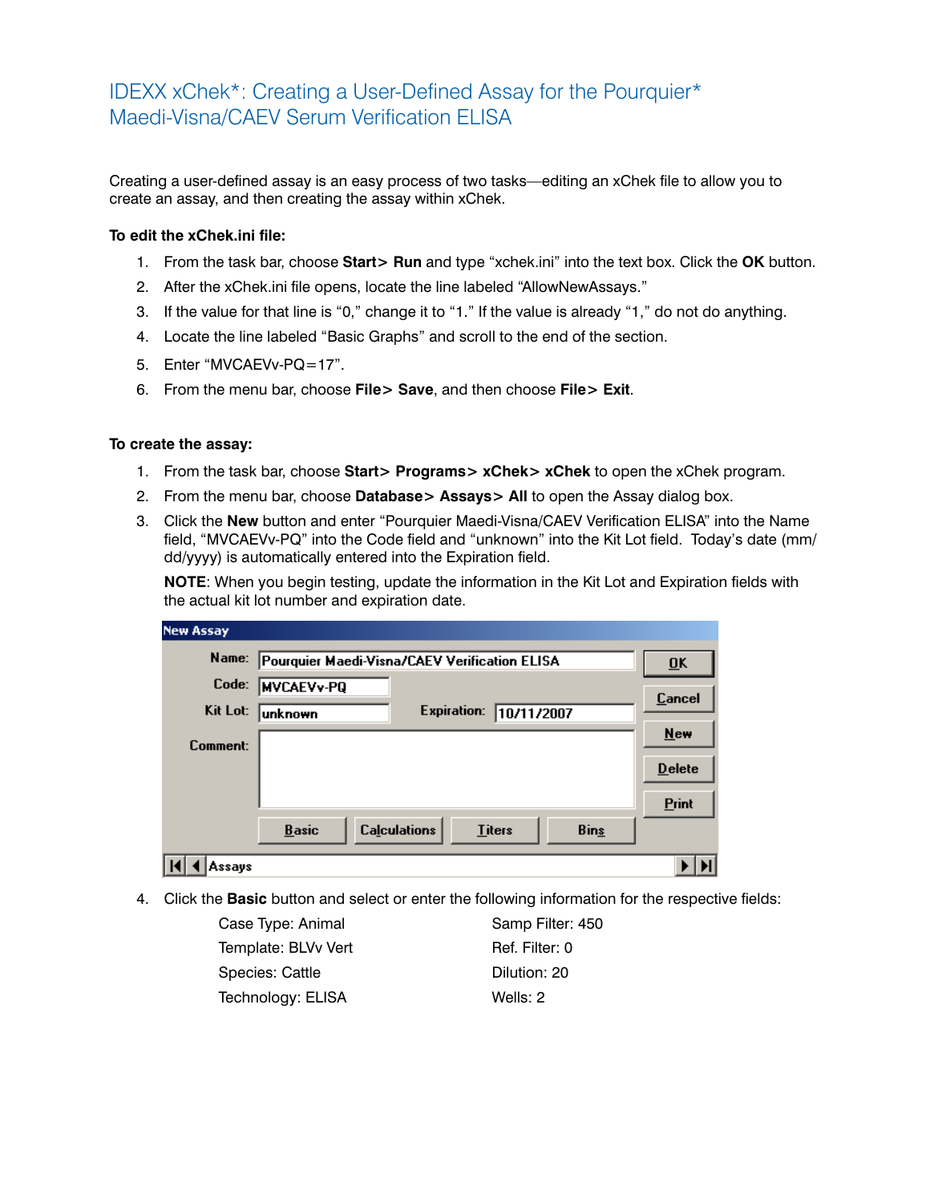# IDEXX xChek*: Creating a User-Defined Assay for the Pourquier* Maedi-Visna/CAEV Serum Verification ELISA

Creating a user-defined assay is an easy process of two tasks—editing an xChek file to allow you to create an assay, and then creating the assay within xChek.

**To edit the xChek.ini file:**

1. From the task bar, choose **Start> Run** and type "xchek.ini" into the text box. Click the **OK** button.
2. After the xChek.ini file opens, locate the line labeled "AllowNewAssays."
3. If the value for that line is "0," change it to "1." If the value is already "1," do not do anything.
4. Locate the line labeled "Basic Graphs" and scroll to the end of the section.
5. Enter "MVCAEVv-PQ=17".
6. From the menu bar, choose **File> Save**, and then choose **File> Exit**.

**To create the assay:**

1. From the task bar, choose **Start> Programs> xChek> xChek** to open the xChek program.
2. From the menu bar, choose **Database> Assays> All** to open the Assay dialog box.
3. Click the **New** button and enter "Pourquier Maedi-Visna/CAEV Verification ELISA" into the Name field, "MVCAEVv-PQ" into the Code field and "unknown" into the Kit Lot field. Today's date (mm/dd/yyyy) is automatically entered into the Expiration field.

   **NOTE**: When you begin testing, update the information in the Kit Lot and Expiration fields with the actual kit lot number and expiration date.

   New Assay

   Name: Pourquier Maedi-Visna/CAEV Verification ELISA
   Code: MVCAEVv-PQ
   Kit Lot: unknown    Expiration: 10/11/2007
   Comment:

   OK | Cancel | New | Delete | Print
   Basic | Calculations | Titers | Bins
   Assays

4. Click the **Basic** button and select or enter the following information for the respective fields:

   | | |
   |---|---|
   | Case Type: Animal | Samp Filter: 450 |
   | Template: BLVv Vert | Ref. Filter: 0 |
   | Species: Cattle | Dilution: 20 |
   | Technology: ELISA | Wells: 2 |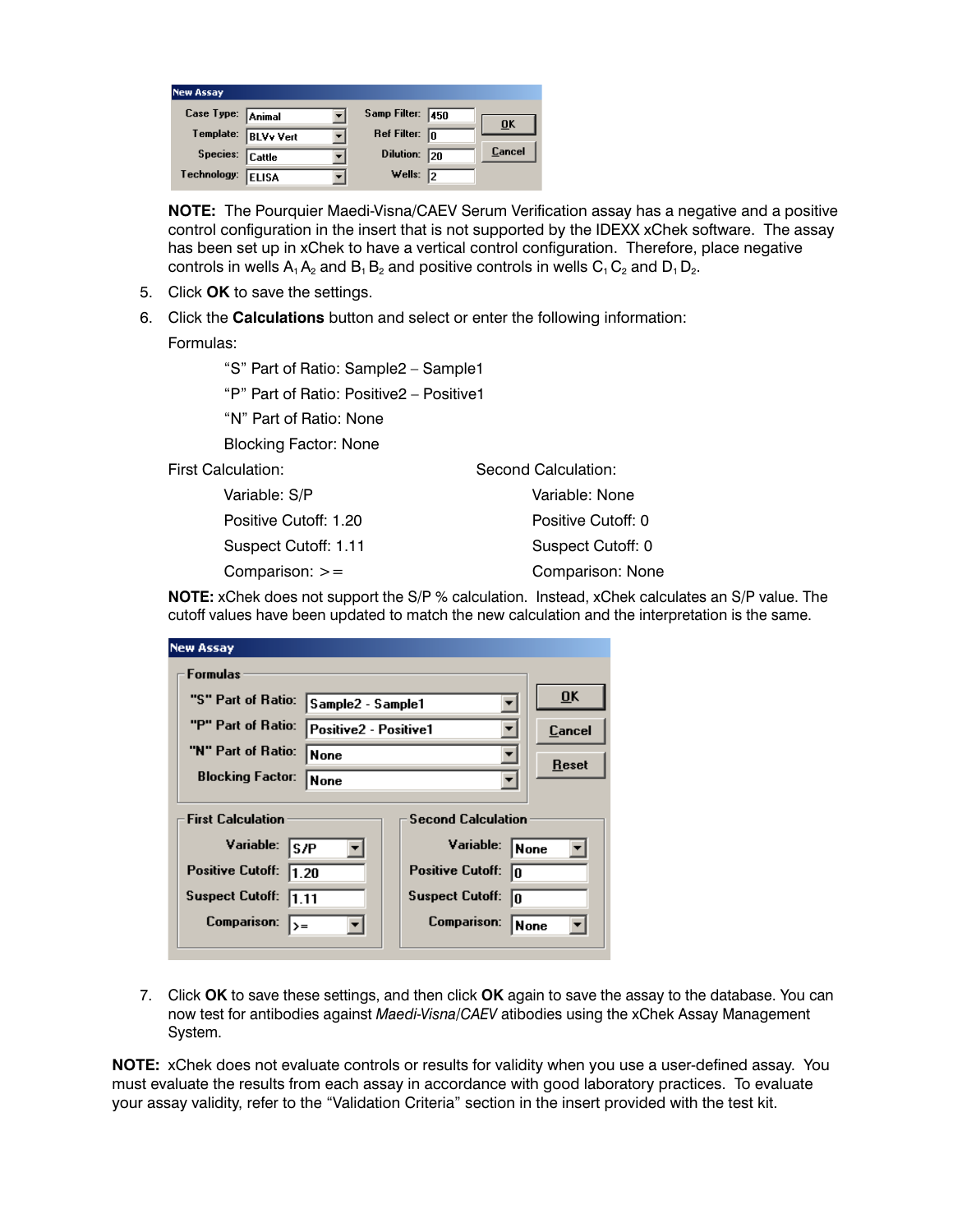| New Assay | | | |
|---|---|---|---|
| Case Type: | Animal | Samp Filter: | 450 |
| Template: | BLVv Vert | Ref Filter: | 0 |
| Species: | Cattle | Dilution: | 20 |
| Technology: | ELISA | Wells: | 2 |

**NOTE:** The Pourquier Maedi-Visna/CAEV Serum Verification assay has a negative and a positive control configuration in the insert that is not supported by the IDEXX xChek software. The assay has been set up in xChek to have a vertical control configuration. Therefore, place negative controls in wells $A_1$ $A_2$ and $B_1$ $B_2$ and positive controls in wells $C_1$ $C_2$ and $D_1$ $D_2$.

5. Click **OK** to save the settings.
6. Click the **Calculations** button and select or enter the following information:

   Formulas:

   "S" Part of Ratio: Sample2 – Sample1

   "P" Part of Ratio: Positive2 – Positive1

   "N" Part of Ratio: None

   Blocking Factor: None

   | First Calculation: | Second Calculation: |
   |---|---|
   | Variable: S/P | Variable: None |
   | Positive Cutoff: 1.20 | Positive Cutoff: 0 |
   | Suspect Cutoff: 1.11 | Suspect Cutoff: 0 |
   | Comparison: >= | Comparison: None |

   **NOTE:** xChek does not support the S/P % calculation. Instead, xChek calculates an S/P value. The cutoff values have been updated to match the new calculation and the interpretation is the same.

   | New Assay | | | |
   |---|---|---|---|
   | **Formulas** | | | |
   | "S" Part of Ratio: | Sample2 - Sample1 | | |
   | "P" Part of Ratio: | Positive2 - Positive1 | | |
   | "N" Part of Ratio: | None | | |
   | Blocking Factor: | None | | |
   | **First Calculation** | | **Second Calculation** | |
   | Variable: | S/P | Variable: | None |
   | Positive Cutoff: | 1.20 | Positive Cutoff: | 0 |
   | Suspect Cutoff: | 1.11 | Suspect Cutoff: | 0 |
   | Comparison: | >= | Comparison: | None |

7. Click **OK** to save these settings, and then click **OK** again to save the assay to the database. You can now test for antibodies against *Maedi-Visna/CAEV* atibodies using the xChek Assay Management System.

**NOTE:** xChek does not evaluate controls or results for validity when you use a user-defined assay. You must evaluate the results from each assay in accordance with good laboratory practices. To evaluate your assay validity, refer to the "Validation Criteria" section in the insert provided with the test kit.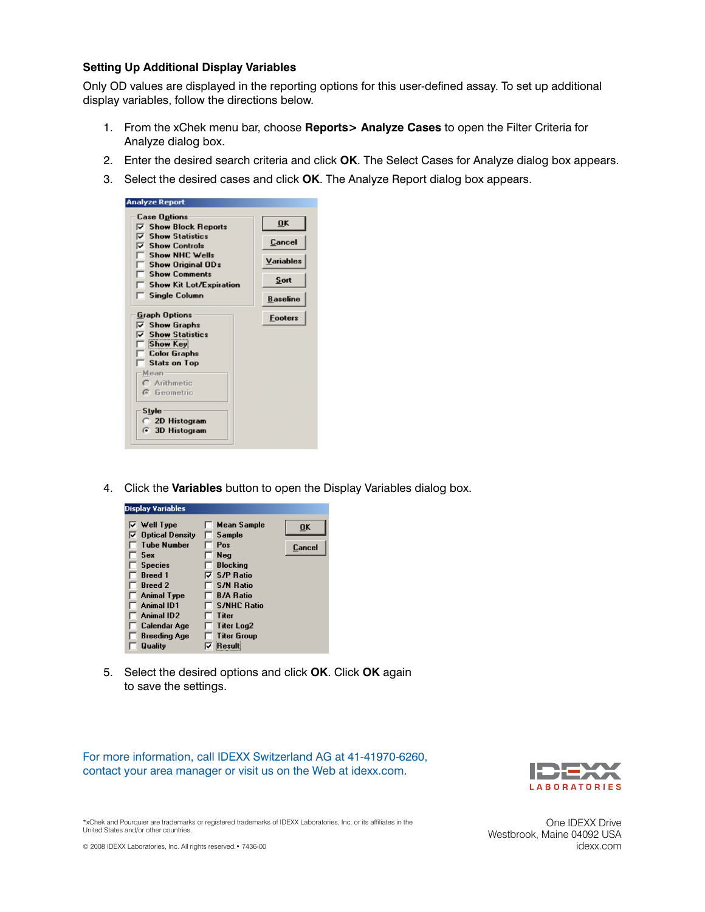### Setting Up Additional Display Variables

Only OD values are displayed in the reporting options for this user-defined assay. To set up additional display variables, follow the directions below.

1. From the xChek menu bar, choose **Reports> Analyze Cases** to open the Filter Criteria for Analyze dialog box.
2. Enter the desired search criteria and click **OK**. The Select Cases for Analyze dialog box appears.
3. Select the desired cases and click **OK**. The Analyze Report dialog box appears.

Analyze Report

Case Options
- [x] Show Block Reports
- [x] Show Statistics
- [x] Show Controls
- [ ] Show NHC Wells
- [ ] Show Original ODs
- [ ] Show Comments
- [ ] Show Kit Lot/Expiration
- [ ] Single Column

Graph Options
- [x] Show Graphs
- [x] Show Statistics
- [ ] Show Key
- [ ] Color Graphs
- [ ] Stats on Top

Mean
- Arithmetic
- Geometric

Style
- 2D Histogram
- 3D Histogram

OK | Cancel | Variables | Sort | Baseline | Footers

4. Click the **Variables** button to open the Display Variables dialog box.

Display Variables

| | | |
|---|---|---|
| [x] Well Type | [ ] Mean Sample | OK |
| [x] Optical Density | [ ] Sample | Cancel |
| [ ] Tube Number | [ ] Pos | |
| [ ] Sex | [ ] Neg | |
| [ ] Species | [ ] Blocking | |
| [ ] Breed 1 | [x] S/P Ratio | |
| [ ] Breed 2 | [ ] S/N Ratio | |
| [ ] Animal Type | [ ] B/A Ratio | |
| [ ] Animal ID1 | [ ] S/NHC Ratio | |
| [ ] Animal ID2 | [ ] Titer | |
| [ ] Calendar Age | [ ] Titer Log2 | |
| [ ] Breeding Age | [ ] Titer Group | |
| [ ] Quality | [x] Result | |

5. Select the desired options and click **OK**. Click **OK** again to save the settings.

For more information, call IDEXX Switzerland AG at 41-41970-6260, contact your area manager or visit us on the Web at idexx.com.

IDEXX LABORATORIES

*xChek and Pourquier are trademarks or registered trademarks of IDEXX Laboratories, Inc. or its affiliates in the United States and/or other countries.

© 2008 IDEXX Laboratories, Inc. All rights reserved. • 7436-00

One IDEXX Drive
Westbrook, Maine 04092 USA
idexx.com